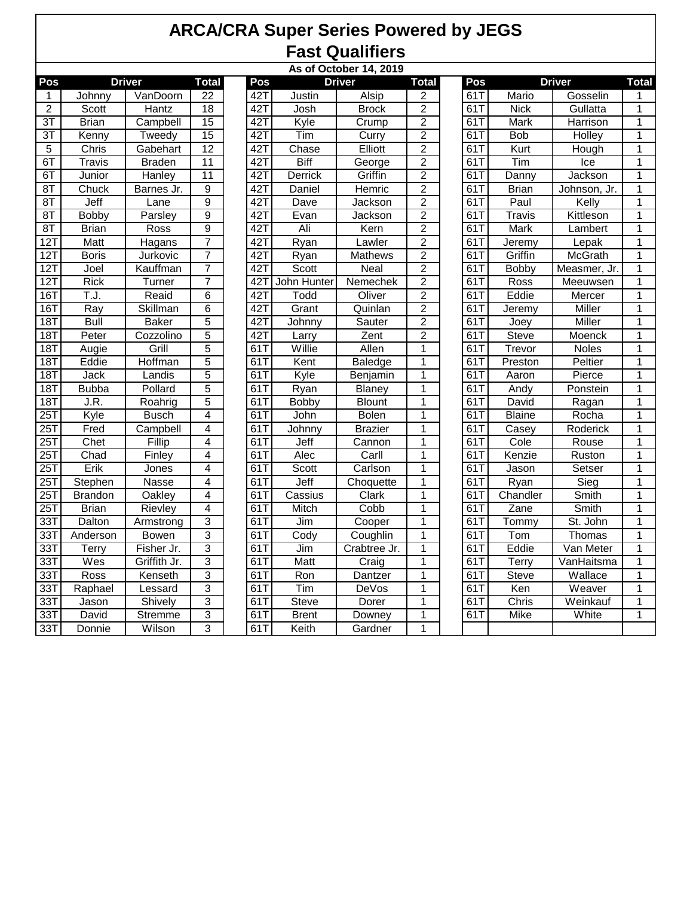# ARCA/CRA Super Series Powered by JEGS

## Fast Qualifiers

**As of October 14, 2019**

| Pos | Driver | | Total | | Pos | Driver | | Total | | Pos | Driver | | Total |
|---|---|---|---|---|---|---|---|---|---|---|---|---|---|
| 1 | Johnny | VanDoorn | 22 | | 42T | Justin | Alsip | 2 | | 61T | Mario | Gosselin | 1 |
| 2 | Scott | Hantz | 18 | | 42T | Josh | Brock | 2 | | 61T | Nick | Gullatta | 1 |
| 3T | Brian | Campbell | 15 | | 42T | Kyle | Crump | 2 | | 61T | Mark | Harrison | 1 |
| 3T | Kenny | Tweedy | 15 | | 42T | Tim | Curry | 2 | | 61T | Bob | Holley | 1 |
| 5 | Chris | Gabehart | 12 | | 42T | Chase | Elliott | 2 | | 61T | Kurt | Hough | 1 |
| 6T | Travis | Braden | 11 | | 42T | Biff | George | 2 | | 61T | Tim | Ice | 1 |
| 6T | Junior | Hanley | 11 | | 42T | Derrick | Griffin | 2 | | 61T | Danny | Jackson | 1 |
| 8T | Chuck | Barnes Jr. | 9 | | 42T | Daniel | Hemric | 2 | | 61T | Brian | Johnson, Jr. | 1 |
| 8T | Jeff | Lane | 9 | | 42T | Dave | Jackson | 2 | | 61T | Paul | Kelly | 1 |
| 8T | Bobby | Parsley | 9 | | 42T | Evan | Jackson | 2 | | 61T | Travis | Kittleson | 1 |
| 8T | Brian | Ross | 9 | | 42T | Ali | Kern | 2 | | 61T | Mark | Lambert | 1 |
| 12T | Matt | Hagans | 7 | | 42T | Ryan | Lawler | 2 | | 61T | Jeremy | Lepak | 1 |
| 12T | Boris | Jurkovic | 7 | | 42T | Ryan | Mathews | 2 | | 61T | Griffin | McGrath | 1 |
| 12T | Joel | Kauffman | 7 | | 42T | Scott | Neal | 2 | | 61T | Bobby | Measmer, Jr. | 1 |
| 12T | Rick | Turner | 7 | | 42T | John Hunter | Nemechek | 2 | | 61T | Ross | Meeuwsen | 1 |
| 16T | T.J. | Reaid | 6 | | 42T | Todd | Oliver | 2 | | 61T | Eddie | Mercer | 1 |
| 16T | Ray | Skillman | 6 | | 42T | Grant | Quinlan | 2 | | 61T | Jeremy | Miller | 1 |
| 18T | Bull | Baker | 5 | | 42T | Johnny | Sauter | 2 | | 61T | Joey | Miller | 1 |
| 18T | Peter | Cozzolino | 5 | | 42T | Larry | Zent | 2 | | 61T | Steve | Moenck | 1 |
| 18T | Augie | Grill | 5 | | 61T | Willie | Allen | 1 | | 61T | Trevor | Noles | 1 |
| 18T | Eddie | Hoffman | 5 | | 61T | Kent | Baledge | 1 | | 61T | Preston | Peltier | 1 |
| 18T | Jack | Landis | 5 | | 61T | Kyle | Benjamin | 1 | | 61T | Aaron | Pierce | 1 |
| 18T | Bubba | Pollard | 5 | | 61T | Ryan | Blaney | 1 | | 61T | Andy | Ponstein | 1 |
| 18T | J.R. | Roahrig | 5 | | 61T | Bobby | Blount | 1 | | 61T | David | Ragan | 1 |
| 25T | Kyle | Busch | 4 | | 61T | John | Bolen | 1 | | 61T | Blaine | Rocha | 1 |
| 25T | Fred | Campbell | 4 | | 61T | Johnny | Brazier | 1 | | 61T | Casey | Roderick | 1 |
| 25T | Chet | Fillip | 4 | | 61T | Jeff | Cannon | 1 | | 61T | Cole | Rouse | 1 |
| 25T | Chad | Finley | 4 | | 61T | Alec | Carll | 1 | | 61T | Kenzie | Ruston | 1 |
| 25T | Erik | Jones | 4 | | 61T | Scott | Carlson | 1 | | 61T | Jason | Setser | 1 |
| 25T | Stephen | Nasse | 4 | | 61T | Jeff | Choquette | 1 | | 61T | Ryan | Sieg | 1 |
| 25T | Brandon | Oakley | 4 | | 61T | Cassius | Clark | 1 | | 61T | Chandler | Smith | 1 |
| 25T | Brian | Rievley | 4 | | 61T | Mitch | Cobb | 1 | | 61T | Zane | Smith | 1 |
| 33T | Dalton | Armstrong | 3 | | 61T | Jim | Cooper | 1 | | 61T | Tommy | St. John | 1 |
| 33T | Anderson | Bowen | 3 | | 61T | Cody | Coughlin | 1 | | 61T | Tom | Thomas | 1 |
| 33T | Terry | Fisher Jr. | 3 | | 61T | Jim | Crabtree Jr. | 1 | | 61T | Eddie | Van Meter | 1 |
| 33T | Wes | Griffith Jr. | 3 | | 61T | Matt | Craig | 1 | | 61T | Terry | VanHaitsma | 1 |
| 33T | Ross | Kenseth | 3 | | 61T | Ron | Dantzer | 1 | | 61T | Steve | Wallace | 1 |
| 33T | Raphael | Lessard | 3 | | 61T | Tim | DeVos | 1 | | 61T | Ken | Weaver | 1 |
| 33T | Jason | Shively | 3 | | 61T | Steve | Dorer | 1 | | 61T | Chris | Weinkauf | 1 |
| 33T | David | Stremme | 3 | | 61T | Brent | Downey | 1 | | 61T | Mike | White | 1 |
| 33T | Donnie | Wilson | 3 | | 61T | Keith | Gardner | 1 | | | | | |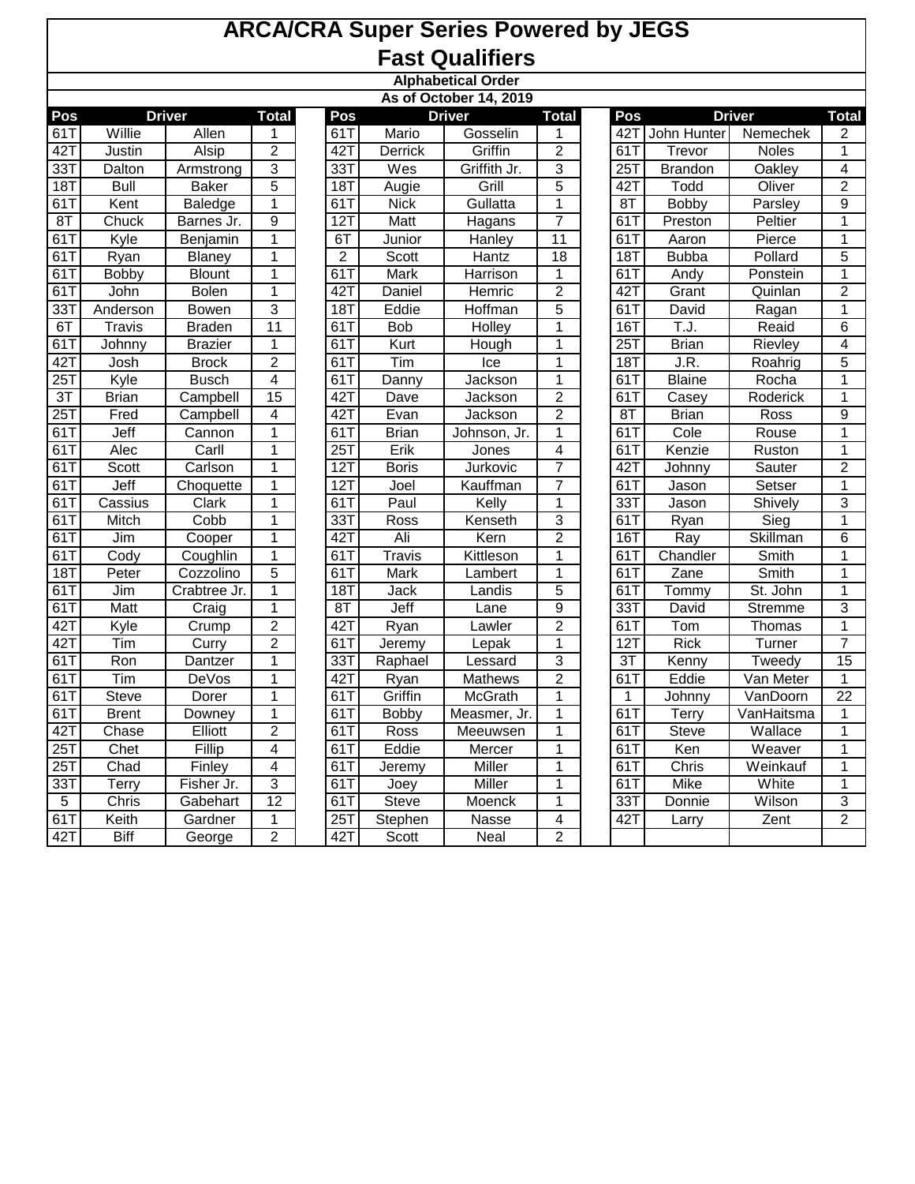# ARCA/CRA Super Series Powered by JEGS

## Fast Qualifiers

### Alphabetical Order

### As of October 14, 2019

| Pos | Driver | | Total | | Pos | Driver | | Total | | Pos | Driver | | Total |
|---|---|---|---|---|---|---|---|---|---|---|---|---|---|
| 61T | Willie | Allen | 1 | | 61T | Mario | Gosselin | 1 | | 42T | John Hunter | Nemechek | 2 |
| 42T | Justin | Alsip | 2 | | 42T | Derrick | Griffin | 2 | | 61T | Trevor | Noles | 1 |
| 33T | Dalton | Armstrong | 3 | | 33T | Wes | Griffith Jr. | 3 | | 25T | Brandon | Oakley | 4 |
| 18T | Bull | Baker | 5 | | 18T | Augie | Grill | 5 | | 42T | Todd | Oliver | 2 |
| 61T | Kent | Baledge | 1 | | 61T | Nick | Gullatta | 1 | | 8T | Bobby | Parsley | 9 |
| 8T | Chuck | Barnes Jr. | 9 | | 12T | Matt | Hagans | 7 | | 61T | Preston | Peltier | 1 |
| 61T | Kyle | Benjamin | 1 | | 6T | Junior | Hanley | 11 | | 61T | Aaron | Pierce | 1 |
| 61T | Ryan | Blaney | 1 | | 2 | Scott | Hantz | 18 | | 18T | Bubba | Pollard | 5 |
| 61T | Bobby | Blount | 1 | | 61T | Mark | Harrison | 1 | | 61T | Andy | Ponstein | 1 |
| 61T | John | Bolen | 1 | | 42T | Daniel | Hemric | 2 | | 42T | Grant | Quinlan | 2 |
| 33T | Anderson | Bowen | 3 | | 18T | Eddie | Hoffman | 5 | | 61T | David | Ragan | 1 |
| 6T | Travis | Braden | 11 | | 61T | Bob | Holley | 1 | | 16T | T.J. | Reaid | 6 |
| 61T | Johnny | Brazier | 1 | | 61T | Kurt | Hough | 1 | | 25T | Brian | Rievley | 4 |
| 42T | Josh | Brock | 2 | | 61T | Tim | Ice | 1 | | 18T | J.R. | Roahrig | 5 |
| 25T | Kyle | Busch | 4 | | 61T | Danny | Jackson | 1 | | 61T | Blaine | Rocha | 1 |
| 3T | Brian | Campbell | 15 | | 42T | Dave | Jackson | 2 | | 61T | Casey | Roderick | 1 |
| 25T | Fred | Campbell | 4 | | 42T | Evan | Jackson | 2 | | 8T | Brian | Ross | 9 |
| 61T | Jeff | Cannon | 1 | | 61T | Brian | Johnson, Jr. | 1 | | 61T | Cole | Rouse | 1 |
| 61T | Alec | Carll | 1 | | 25T | Erik | Jones | 4 | | 61T | Kenzie | Ruston | 1 |
| 61T | Scott | Carlson | 1 | | 12T | Boris | Jurkovic | 7 | | 42T | Johnny | Sauter | 2 |
| 61T | Jeff | Choquette | 1 | | 12T | Joel | Kauffman | 7 | | 61T | Jason | Setser | 1 |
| 61T | Cassius | Clark | 1 | | 61T | Paul | Kelly | 1 | | 33T | Jason | Shively | 3 |
| 61T | Mitch | Cobb | 1 | | 33T | Ross | Kenseth | 3 | | 61T | Ryan | Sieg | 1 |
| 61T | Jim | Cooper | 1 | | 42T | Ali | Kern | 2 | | 16T | Ray | Skillman | 6 |
| 61T | Cody | Coughlin | 1 | | 61T | Travis | Kittleson | 1 | | 61T | Chandler | Smith | 1 |
| 18T | Peter | Cozzolino | 5 | | 61T | Mark | Lambert | 1 | | 61T | Zane | Smith | 1 |
| 61T | Jim | Crabtree Jr. | 1 | | 18T | Jack | Landis | 5 | | 61T | Tommy | St. John | 1 |
| 61T | Matt | Craig | 1 | | 8T | Jeff | Lane | 9 | | 33T | David | Stremme | 3 |
| 42T | Kyle | Crump | 2 | | 42T | Ryan | Lawler | 2 | | 61T | Tom | Thomas | 1 |
| 42T | Tim | Curry | 2 | | 61T | Jeremy | Lepak | 1 | | 12T | Rick | Turner | 7 |
| 61T | Ron | Dantzer | 1 | | 33T | Raphael | Lessard | 3 | | 3T | Kenny | Tweedy | 15 |
| 61T | Tim | DeVos | 1 | | 42T | Ryan | Mathews | 2 | | 61T | Eddie | Van Meter | 1 |
| 61T | Steve | Dorer | 1 | | 61T | Griffin | McGrath | 1 | | 1 | Johnny | VanDoorn | 22 |
| 61T | Brent | Downey | 1 | | 61T | Bobby | Measmer, Jr. | 1 | | 61T | Terry | VanHaitsma | 1 |
| 42T | Chase | Elliott | 2 | | 61T | Ross | Meeuwsen | 1 | | 61T | Steve | Wallace | 1 |
| 25T | Chet | Fillip | 4 | | 61T | Eddie | Mercer | 1 | | 61T | Ken | Weaver | 1 |
| 25T | Chad | Finley | 4 | | 61T | Jeremy | Miller | 1 | | 61T | Chris | Weinkauf | 1 |
| 33T | Terry | Fisher Jr. | 3 | | 61T | Joey | Miller | 1 | | 61T | Mike | White | 1 |
| 5 | Chris | Gabehart | 12 | | 61T | Steve | Moenck | 1 | | 33T | Donnie | Wilson | 3 |
| 61T | Keith | Gardner | 1 | | 25T | Stephen | Nasse | 4 | | 42T | Larry | Zent | 2 |
| 42T | Biff | George | 2 | | 42T | Scott | Neal | 2 | | | | | |